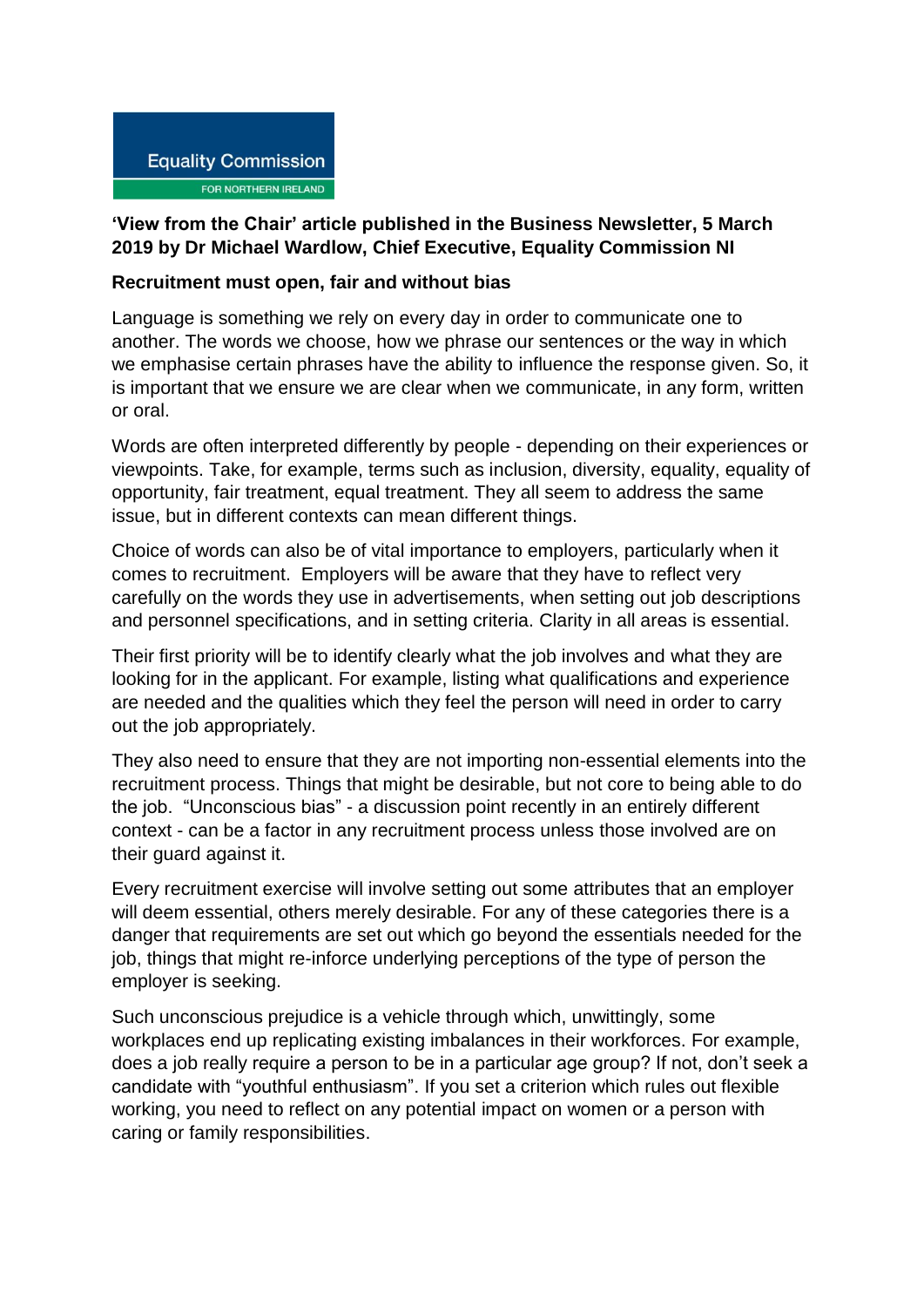Equality Commission

FOR NORTHERN IRELAND

**'View from the Chair' article published in the Business Newsletter, 5 March 2019 by Dr Michael Wardlow, Chief Executive, Equality Commission NI**

**Recruitment must open, fair and without bias**

Language is something we rely on every day in order to communicate one to another. The words we choose, how we phrase our sentences or the way in which we emphasise certain phrases have the ability to influence the response given. So, it is important that we ensure we are clear when we communicate, in any form, written or oral.

Words are often interpreted differently by people - depending on their experiences or viewpoints. Take, for example, terms such as inclusion, diversity, equality, equality of opportunity, fair treatment, equal treatment. They all seem to address the same issue, but in different contexts can mean different things.

Choice of words can also be of vital importance to employers, particularly when it comes to recruitment. Employers will be aware that they have to reflect very carefully on the words they use in advertisements, when setting out job descriptions and personnel specifications, and in setting criteria. Clarity in all areas is essential.

Their first priority will be to identify clearly what the job involves and what they are looking for in the applicant. For example, listing what qualifications and experience are needed and the qualities which they feel the person will need in order to carry out the job appropriately.

They also need to ensure that they are not importing non-essential elements into the recruitment process. Things that might be desirable, but not core to being able to do the job. "Unconscious bias" - a discussion point recently in an entirely different context - can be a factor in any recruitment process unless those involved are on their guard against it.

Every recruitment exercise will involve setting out some attributes that an employer will deem essential, others merely desirable. For any of these categories there is a danger that requirements are set out which go beyond the essentials needed for the job, things that might re-inforce underlying perceptions of the type of person the employer is seeking.

Such unconscious prejudice is a vehicle through which, unwittingly, some workplaces end up replicating existing imbalances in their workforces. For example, does a job really require a person to be in a particular age group? If not, don't seek a candidate with "youthful enthusiasm". If you set a criterion which rules out flexible working, you need to reflect on any potential impact on women or a person with caring or family responsibilities.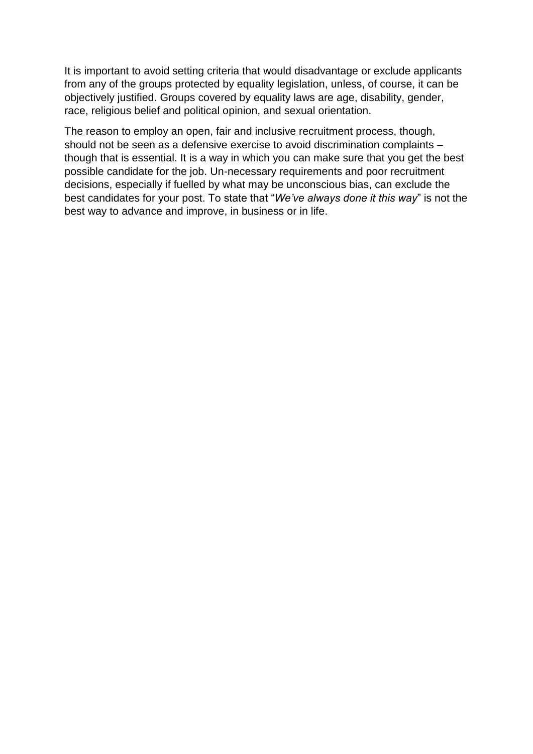It is important to avoid setting criteria that would disadvantage or exclude applicants from any of the groups protected by equality legislation, unless, of course, it can be objectively justified. Groups covered by equality laws are age, disability, gender, race, religious belief and political opinion, and sexual orientation.

The reason to employ an open, fair and inclusive recruitment process, though, should not be seen as a defensive exercise to avoid discrimination complaints – though that is essential. It is a way in which you can make sure that you get the best possible candidate for the job. Un-necessary requirements and poor recruitment decisions, especially if fuelled by what may be unconscious bias, can exclude the best candidates for your post. To state that "*We've always done it this way*" is not the best way to advance and improve, in business or in life.